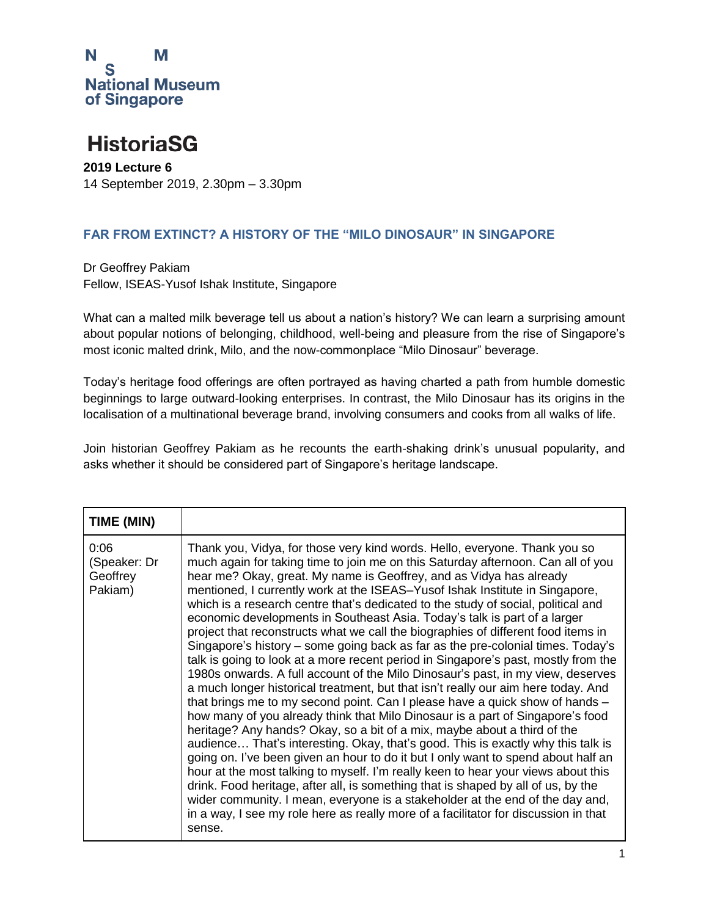N M
S
National Museum
of Singapore

# HistoriaSG

**2019 Lecture 6**
14 September 2019, 2.30pm – 3.30pm

## FAR FROM EXTINCT? A HISTORY OF THE "MILO DINOSAUR" IN SINGAPORE

Dr Geoffrey Pakiam
Fellow, ISEAS-Yusof Ishak Institute, Singapore

What can a malted milk beverage tell us about a nation's history? We can learn a surprising amount about popular notions of belonging, childhood, well-being and pleasure from the rise of Singapore's most iconic malted drink, Milo, and the now-commonplace "Milo Dinosaur" beverage.

Today's heritage food offerings are often portrayed as having charted a path from humble domestic beginnings to large outward-looking enterprises. In contrast, the Milo Dinosaur has its origins in the localisation of a multinational beverage brand, involving consumers and cooks from all walks of life.

Join historian Geoffrey Pakiam as he recounts the earth-shaking drink's unusual popularity, and asks whether it should be considered part of Singapore's heritage landscape.

| TIME (MIN) | |
|---|---|
| 0:06 (Speaker: Dr Geoffrey Pakiam) | Thank you, Vidya, for those very kind words. Hello, everyone. Thank you so much again for taking time to join me on this Saturday afternoon. Can all of you hear me? Okay, great. My name is Geoffrey, and as Vidya has already mentioned, I currently work at the ISEAS–Yusof Ishak Institute in Singapore, which is a research centre that's dedicated to the study of social, political and economic developments in Southeast Asia. Today's talk is part of a larger project that reconstructs what we call the biographies of different food items in Singapore's history – some going back as far as the pre-colonial times. Today's talk is going to look at a more recent period in Singapore's past, mostly from the 1980s onwards. A full account of the Milo Dinosaur's past, in my view, deserves a much longer historical treatment, but that isn't really our aim here today. And that brings me to my second point. Can I please have a quick show of hands – how many of you already think that Milo Dinosaur is a part of Singapore's food heritage? Any hands? Okay, so a bit of a mix, maybe about a third of the audience… That's interesting. Okay, that's good. This is exactly why this talk is going on. I've been given an hour to do it but I only want to spend about half an hour at the most talking to myself. I'm really keen to hear your views about this drink. Food heritage, after all, is something that is shaped by all of us, by the wider community. I mean, everyone is a stakeholder at the end of the day and, in a way, I see my role here as really more of a facilitator for discussion in that sense. |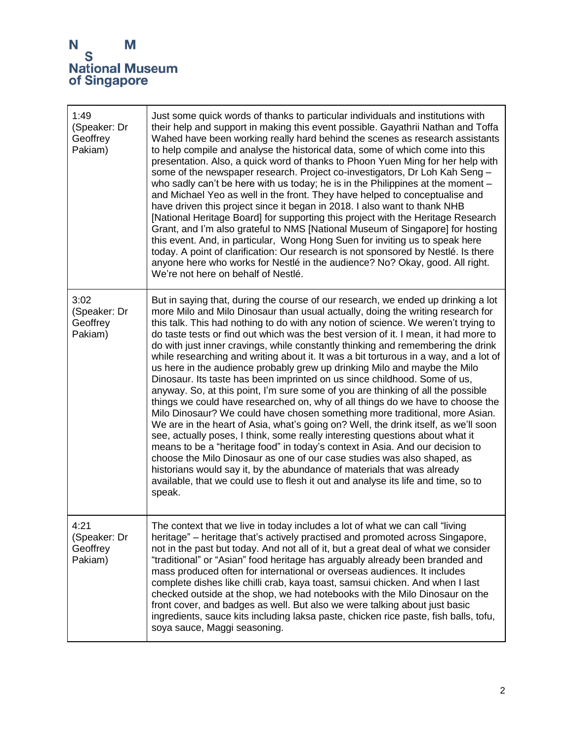| | |
|---|---|
| 1:49 (Speaker: Dr Geoffrey Pakiam) | Just some quick words of thanks to particular individuals and institutions with their help and support in making this event possible. Gayathrii Nathan and Toffa Wahed have been working really hard behind the scenes as research assistants to help compile and analyse the historical data, some of which come into this presentation. Also, a quick word of thanks to Phoon Yuen Ming for her help with some of the newspaper research. Project co-investigators, Dr Loh Kah Seng – who sadly can't be here with us today; he is in the Philippines at the moment – and Michael Yeo as well in the front. They have helped to conceptualise and have driven this project since it began in 2018. I also want to thank NHB [National Heritage Board] for supporting this project with the Heritage Research Grant, and I'm also grateful to NMS [National Museum of Singapore] for hosting this event. And, in particular, Wong Hong Suen for inviting us to speak here today. A point of clarification: Our research is not sponsored by Nestlé. Is there anyone here who works for Nestlé in the audience? No? Okay, good. All right. We're not here on behalf of Nestlé. |
| 3:02 (Speaker: Dr Geoffrey Pakiam) | But in saying that, during the course of our research, we ended up drinking a lot more Milo and Milo Dinosaur than usual actually, doing the writing research for this talk. This had nothing to do with any notion of science. We weren't trying to do taste tests or find out which was the best version of it. I mean, it had more to do with just inner cravings, while constantly thinking and remembering the drink while researching and writing about it. It was a bit torturous in a way, and a lot of us here in the audience probably grew up drinking Milo and maybe the Milo Dinosaur. Its taste has been imprinted on us since childhood. Some of us, anyway. So, at this point, I'm sure some of you are thinking of all the possible things we could have researched on, why of all things do we have to choose the Milo Dinosaur? We could have chosen something more traditional, more Asian. We are in the heart of Asia, what's going on? Well, the drink itself, as we'll soon see, actually poses, I think, some really interesting questions about what it means to be a "heritage food" in today's context in Asia. And our decision to choose the Milo Dinosaur as one of our case studies was also shaped, as historians would say it, by the abundance of materials that was already available, that we could use to flesh it out and analyse its life and time, so to speak. |
| 4:21 (Speaker: Dr Geoffrey Pakiam) | The context that we live in today includes a lot of what we can call "living heritage" – heritage that's actively practised and promoted across Singapore, not in the past but today. And not all of it, but a great deal of what we consider "traditional" or "Asian" food heritage has arguably already been branded and mass produced often for international or overseas audiences. It includes complete dishes like chilli crab, kaya toast, samsui chicken. And when I last checked outside at the shop, we had notebooks with the Milo Dinosaur on the front cover, and badges as well. But also we were talking about just basic ingredients, sauce kits including laksa paste, chicken rice paste, fish balls, tofu, soya sauce, Maggi seasoning. |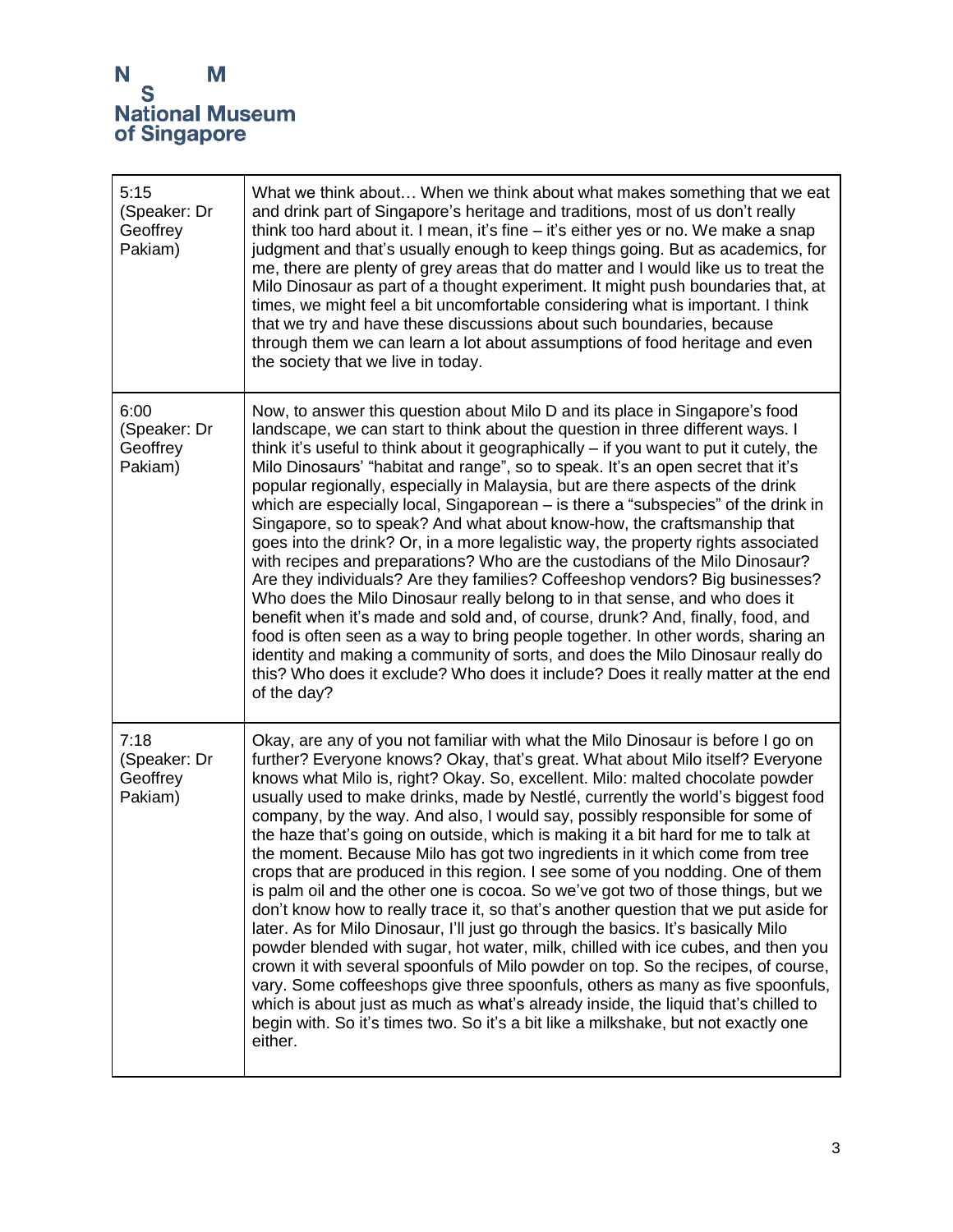| | |
|---|---|
| 5:15 (Speaker: Dr Geoffrey Pakiam) | What we think about… When we think about what makes something that we eat and drink part of Singapore's heritage and traditions, most of us don't really think too hard about it. I mean, it's fine – it's either yes or no. We make a snap judgment and that's usually enough to keep things going. But as academics, for me, there are plenty of grey areas that do matter and I would like us to treat the Milo Dinosaur as part of a thought experiment. It might push boundaries that, at times, we might feel a bit uncomfortable considering what is important. I think that we try and have these discussions about such boundaries, because through them we can learn a lot about assumptions of food heritage and even the society that we live in today. |
| 6:00 (Speaker: Dr Geoffrey Pakiam) | Now, to answer this question about Milo D and its place in Singapore's food landscape, we can start to think about the question in three different ways. I think it's useful to think about it geographically – if you want to put it cutely, the Milo Dinosaurs' "habitat and range", so to speak. It's an open secret that it's popular regionally, especially in Malaysia, but are there aspects of the drink which are especially local, Singaporean – is there a "subspecies" of the drink in Singapore, so to speak? And what about know-how, the craftsmanship that goes into the drink? Or, in a more legalistic way, the property rights associated with recipes and preparations? Who are the custodians of the Milo Dinosaur? Are they individuals? Are they families? Coffeeshop vendors? Big businesses? Who does the Milo Dinosaur really belong to in that sense, and who does it benefit when it's made and sold and, of course, drunk? And, finally, food, and food is often seen as a way to bring people together. In other words, sharing an identity and making a community of sorts, and does the Milo Dinosaur really do this? Who does it exclude? Who does it include? Does it really matter at the end of the day? |
| 7:18 (Speaker: Dr Geoffrey Pakiam) | Okay, are any of you not familiar with what the Milo Dinosaur is before I go on further? Everyone knows? Okay, that's great. What about Milo itself? Everyone knows what Milo is, right? Okay. So, excellent. Milo: malted chocolate powder usually used to make drinks, made by Nestlé, currently the world's biggest food company, by the way. And also, I would say, possibly responsible for some of the haze that's going on outside, which is making it a bit hard for me to talk at the moment. Because Milo has got two ingredients in it which come from tree crops that are produced in this region. I see some of you nodding. One of them is palm oil and the other one is cocoa. So we've got two of those things, but we don't know how to really trace it, so that's another question that we put aside for later. As for Milo Dinosaur, I'll just go through the basics. It's basically Milo powder blended with sugar, hot water, milk, chilled with ice cubes, and then you crown it with several spoonfuls of Milo powder on top. So the recipes, of course, vary. Some coffeeshops give three spoonfuls, others as many as five spoonfuls, which is about just as much as what's already inside, the liquid that's chilled to begin with. So it's times two. So it's a bit like a milkshake, but not exactly one either. |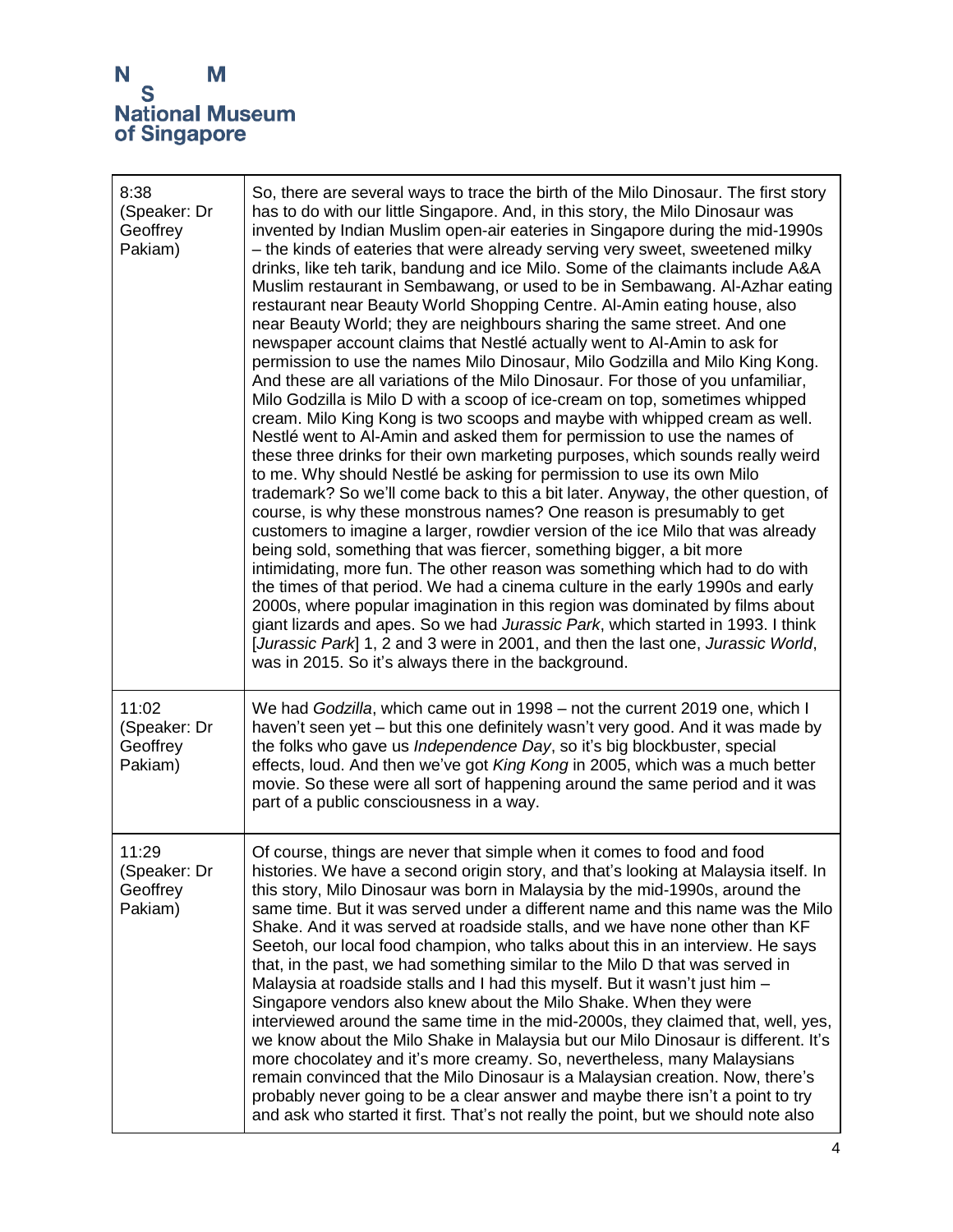| | |
|---|---|
| 8:38 (Speaker: Dr Geoffrey Pakiam) | So, there are several ways to trace the birth of the Milo Dinosaur. The first story has to do with our little Singapore. And, in this story, the Milo Dinosaur was invented by Indian Muslim open-air eateries in Singapore during the mid-1990s – the kinds of eateries that were already serving very sweet, sweetened milky drinks, like teh tarik, bandung and ice Milo. Some of the claimants include A&A Muslim restaurant in Sembawang, or used to be in Sembawang. Al-Azhar eating restaurant near Beauty World Shopping Centre. Al-Amin eating house, also near Beauty World; they are neighbours sharing the same street. And one newspaper account claims that Nestlé actually went to Al-Amin to ask for permission to use the names Milo Dinosaur, Milo Godzilla and Milo King Kong. And these are all variations of the Milo Dinosaur. For those of you unfamiliar, Milo Godzilla is Milo D with a scoop of ice-cream on top, sometimes whipped cream. Milo King Kong is two scoops and maybe with whipped cream as well. Nestlé went to Al-Amin and asked them for permission to use the names of these three drinks for their own marketing purposes, which sounds really weird to me. Why should Nestlé be asking for permission to use its own Milo trademark? So we'll come back to this a bit later. Anyway, the other question, of course, is why these monstrous names? One reason is presumably to get customers to imagine a larger, rowdier version of the ice Milo that was already being sold, something that was fiercer, something bigger, a bit more intimidating, more fun. The other reason was something which had to do with the times of that period. We had a cinema culture in the early 1990s and early 2000s, where popular imagination in this region was dominated by films about giant lizards and apes. So we had *Jurassic Park*, which started in 1993. I think [*Jurassic Park*] 1, 2 and 3 were in 2001, and then the last one, *Jurassic World*, was in 2015. So it's always there in the background. |
| 11:02 (Speaker: Dr Geoffrey Pakiam) | We had *Godzilla*, which came out in 1998 – not the current 2019 one, which I haven't seen yet – but this one definitely wasn't very good. And it was made by the folks who gave us *Independence Day*, so it's big blockbuster, special effects, loud. And then we've got *King Kong* in 2005, which was a much better movie. So these were all sort of happening around the same period and it was part of a public consciousness in a way. |
| 11:29 (Speaker: Dr Geoffrey Pakiam) | Of course, things are never that simple when it comes to food and food histories. We have a second origin story, and that's looking at Malaysia itself. In this story, Milo Dinosaur was born in Malaysia by the mid-1990s, around the same time. But it was served under a different name and this name was the Milo Shake. And it was served at roadside stalls, and we have none other than KF Seetoh, our local food champion, who talks about this in an interview. He says that, in the past, we had something similar to the Milo D that was served in Malaysia at roadside stalls and I had this myself. But it wasn't just him – Singapore vendors also knew about the Milo Shake. When they were interviewed around the same time in the mid-2000s, they claimed that, well, yes, we know about the Milo Shake in Malaysia but our Milo Dinosaur is different. It's more chocolatey and it's more creamy. So, nevertheless, many Malaysians remain convinced that the Milo Dinosaur is a Malaysian creation. Now, there's probably never going to be a clear answer and maybe there isn't a point to try and ask who started it first. That's not really the point, but we should note also |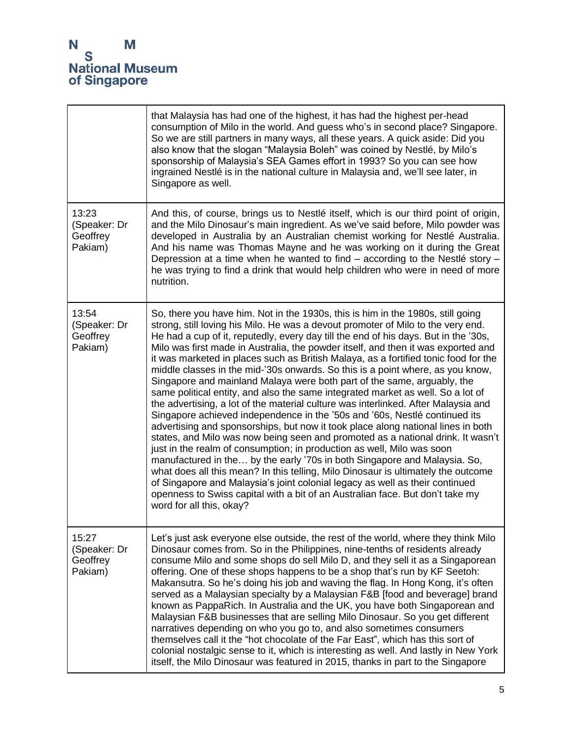| | |
|---|---|
| | that Malaysia has had one of the highest, it has had the highest per-head consumption of Milo in the world. And guess who's in second place? Singapore. So we are still partners in many ways, all these years. A quick aside: Did you also know that the slogan "Malaysia Boleh" was coined by Nestlé, by Milo's sponsorship of Malaysia's SEA Games effort in 1993? So you can see how ingrained Nestlé is in the national culture in Malaysia and, we'll see later, in Singapore as well. |
| 13:23 (Speaker: Dr Geoffrey Pakiam) | And this, of course, brings us to Nestlé itself, which is our third point of origin, and the Milo Dinosaur's main ingredient. As we've said before, Milo powder was developed in Australia by an Australian chemist working for Nestlé Australia. And his name was Thomas Mayne and he was working on it during the Great Depression at a time when he wanted to find – according to the Nestlé story – he was trying to find a drink that would help children who were in need of more nutrition. |
| 13:54 (Speaker: Dr Geoffrey Pakiam) | So, there you have him. Not in the 1930s, this is him in the 1980s, still going strong, still loving his Milo. He was a devout promoter of Milo to the very end. He had a cup of it, reputedly, every day till the end of his days. But in the '30s, Milo was first made in Australia, the powder itself, and then it was exported and it was marketed in places such as British Malaya, as a fortified tonic food for the middle classes in the mid-'30s onwards. So this is a point where, as you know, Singapore and mainland Malaya were both part of the same, arguably, the same political entity, and also the same integrated market as well. So a lot of the advertising, a lot of the material culture was interlinked. After Malaysia and Singapore achieved independence in the '50s and '60s, Nestlé continued its advertising and sponsorships, but now it took place along national lines in both states, and Milo was now being seen and promoted as a national drink. It wasn't just in the realm of consumption; in production as well, Milo was soon manufactured in the… by the early '70s in both Singapore and Malaysia. So, what does all this mean? In this telling, Milo Dinosaur is ultimately the outcome of Singapore and Malaysia's joint colonial legacy as well as their continued openness to Swiss capital with a bit of an Australian face. But don't take my word for all this, okay? |
| 15:27 (Speaker: Dr Geoffrey Pakiam) | Let's just ask everyone else outside, the rest of the world, where they think Milo Dinosaur comes from. So in the Philippines, nine-tenths of residents already consume Milo and some shops do sell Milo D, and they sell it as a Singaporean offering. One of these shops happens to be a shop that's run by KF Seetoh: Makansutra. So he's doing his job and waving the flag. In Hong Kong, it's often served as a Malaysian specialty by a Malaysian F&B [food and beverage] brand known as PappaRich. In Australia and the UK, you have both Singaporean and Malaysian F&B businesses that are selling Milo Dinosaur. So you get different narratives depending on who you go to, and also sometimes consumers themselves call it the "hot chocolate of the Far East", which has this sort of colonial nostalgic sense to it, which is interesting as well. And lastly in New York itself, the Milo Dinosaur was featured in 2015, thanks in part to the Singapore |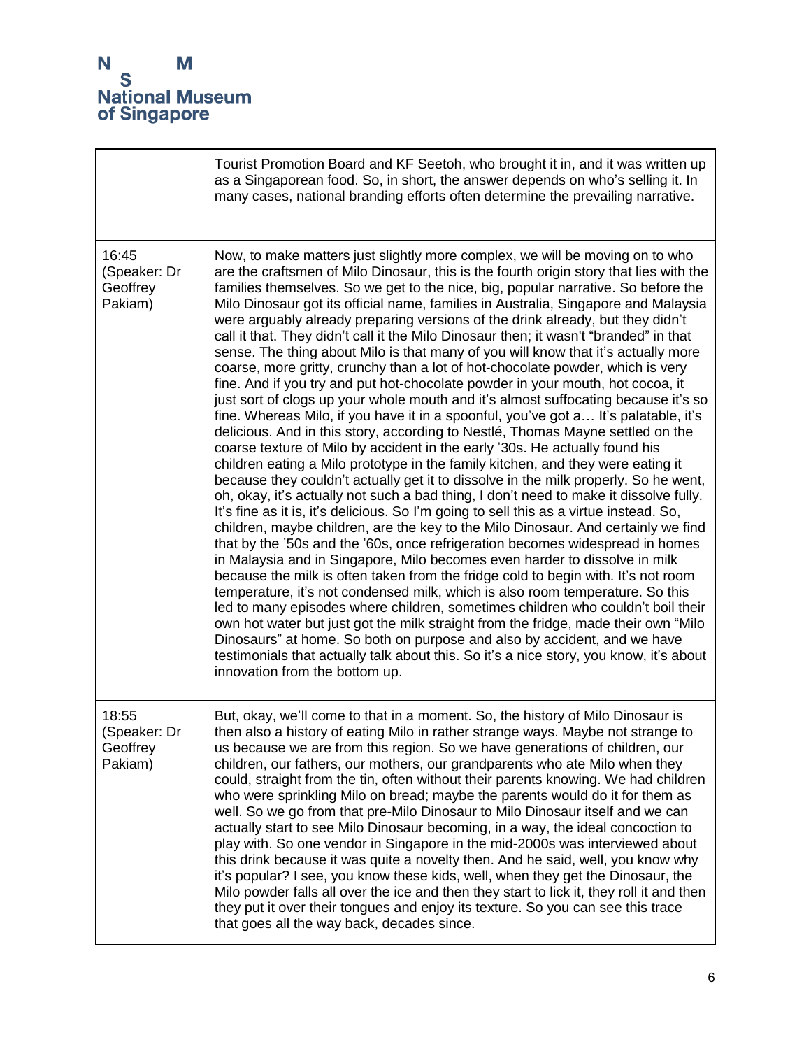| | |
|---|---|
| | Tourist Promotion Board and KF Seetoh, who brought it in, and it was written up as a Singaporean food. So, in short, the answer depends on who's selling it. In many cases, national branding efforts often determine the prevailing narrative. |
| 16:45 (Speaker: Dr Geoffrey Pakiam) | Now, to make matters just slightly more complex, we will be moving on to who are the craftsmen of Milo Dinosaur, this is the fourth origin story that lies with the families themselves. So we get to the nice, big, popular narrative. So before the Milo Dinosaur got its official name, families in Australia, Singapore and Malaysia were arguably already preparing versions of the drink already, but they didn't call it that. They didn't call it the Milo Dinosaur then; it wasn't "branded" in that sense. The thing about Milo is that many of you will know that it's actually more coarse, more gritty, crunchy than a lot of hot-chocolate powder, which is very fine. And if you try and put hot-chocolate powder in your mouth, hot cocoa, it just sort of clogs up your whole mouth and it's almost suffocating because it's so fine. Whereas Milo, if you have it in a spoonful, you've got a… It's palatable, it's delicious. And in this story, according to Nestlé, Thomas Mayne settled on the coarse texture of Milo by accident in the early '30s. He actually found his children eating a Milo prototype in the family kitchen, and they were eating it because they couldn't actually get it to dissolve in the milk properly. So he went, oh, okay, it's actually not such a bad thing, I don't need to make it dissolve fully. It's fine as it is, it's delicious. So I'm going to sell this as a virtue instead. So, children, maybe children, are the key to the Milo Dinosaur. And certainly we find that by the '50s and the '60s, once refrigeration becomes widespread in homes in Malaysia and in Singapore, Milo becomes even harder to dissolve in milk because the milk is often taken from the fridge cold to begin with. It's not room temperature, it's not condensed milk, which is also room temperature. So this led to many episodes where children, sometimes children who couldn't boil their own hot water but just got the milk straight from the fridge, made their own "Milo Dinosaurs" at home. So both on purpose and also by accident, and we have testimonials that actually talk about this. So it's a nice story, you know, it's about innovation from the bottom up. |
| 18:55 (Speaker: Dr Geoffrey Pakiam) | But, okay, we'll come to that in a moment. So, the history of Milo Dinosaur is then also a history of eating Milo in rather strange ways. Maybe not strange to us because we are from this region. So we have generations of children, our children, our fathers, our mothers, our grandparents who ate Milo when they could, straight from the tin, often without their parents knowing. We had children who were sprinkling Milo on bread; maybe the parents would do it for them as well. So we go from that pre-Milo Dinosaur to Milo Dinosaur itself and we can actually start to see Milo Dinosaur becoming, in a way, the ideal concoction to play with. So one vendor in Singapore in the mid-2000s was interviewed about this drink because it was quite a novelty then. And he said, well, you know why it's popular? I see, you know these kids, well, when they get the Dinosaur, the Milo powder falls all over the ice and then they start to lick it, they roll it and then they put it over their tongues and enjoy its texture. So you can see this trace that goes all the way back, decades since. |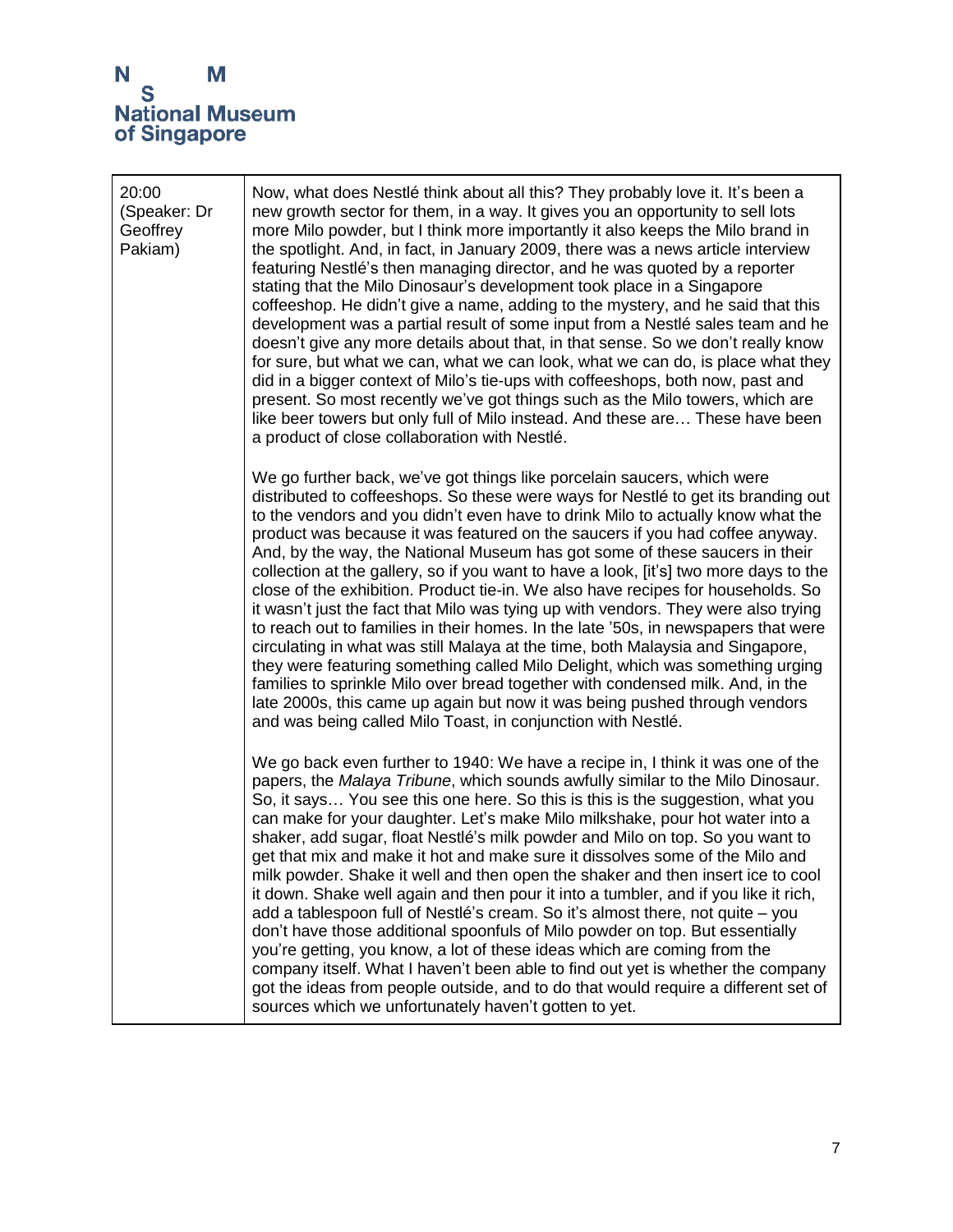| | |
|---|---|
| 20:00 (Speaker: Dr Geoffrey Pakiam) | Now, what does Nestlé think about all this? They probably love it. It's been a new growth sector for them, in a way. It gives you an opportunity to sell lots more Milo powder, but I think more importantly it also keeps the Milo brand in the spotlight. And, in fact, in January 2009, there was a news article interview featuring Nestlé's then managing director, and he was quoted by a reporter stating that the Milo Dinosaur's development took place in a Singapore coffeeshop. He didn't give a name, adding to the mystery, and he said that this development was a partial result of some input from a Nestlé sales team and he doesn't give any more details about that, in that sense. So we don't really know for sure, but what we can, what we can look, what we can do, is place what they did in a bigger context of Milo's tie-ups with coffeeshops, both now, past and present. So most recently we've got things such as the Milo towers, which are like beer towers but only full of Milo instead. And these are… These have been a product of close collaboration with Nestlé.<br><br>We go further back, we've got things like porcelain saucers, which were distributed to coffeeshops. So these were ways for Nestlé to get its branding out to the vendors and you didn't even have to drink Milo to actually know what the product was because it was featured on the saucers if you had coffee anyway. And, by the way, the National Museum has got some of these saucers in their collection at the gallery, so if you want to have a look, [it's] two more days to the close of the exhibition. Product tie-in. We also have recipes for households. So it wasn't just the fact that Milo was tying up with vendors. They were also trying to reach out to families in their homes. In the late '50s, in newspapers that were circulating in what was still Malaya at the time, both Malaysia and Singapore, they were featuring something called Milo Delight, which was something urging families to sprinkle Milo over bread together with condensed milk. And, in the late 2000s, this came up again but now it was being pushed through vendors and was being called Milo Toast, in conjunction with Nestlé.<br><br>We go back even further to 1940: We have a recipe in, I think it was one of the papers, the *Malaya Tribune*, which sounds awfully similar to the Milo Dinosaur. So, it says… You see this one here. So this is this is the suggestion, what you can make for your daughter. Let's make Milo milkshake, pour hot water into a shaker, add sugar, float Nestlé's milk powder and Milo on top. So you want to get that mix and make it hot and make sure it dissolves some of the Milo and milk powder. Shake it well and then open the shaker and then insert ice to cool it down. Shake well again and then pour it into a tumbler, and if you like it rich, add a tablespoon full of Nestlé's cream. So it's almost there, not quite – you don't have those additional spoonfuls of Milo powder on top. But essentially you're getting, you know, a lot of these ideas which are coming from the company itself. What I haven't been able to find out yet is whether the company got the ideas from people outside, and to do that would require a different set of sources which we unfortunately haven't gotten to yet. |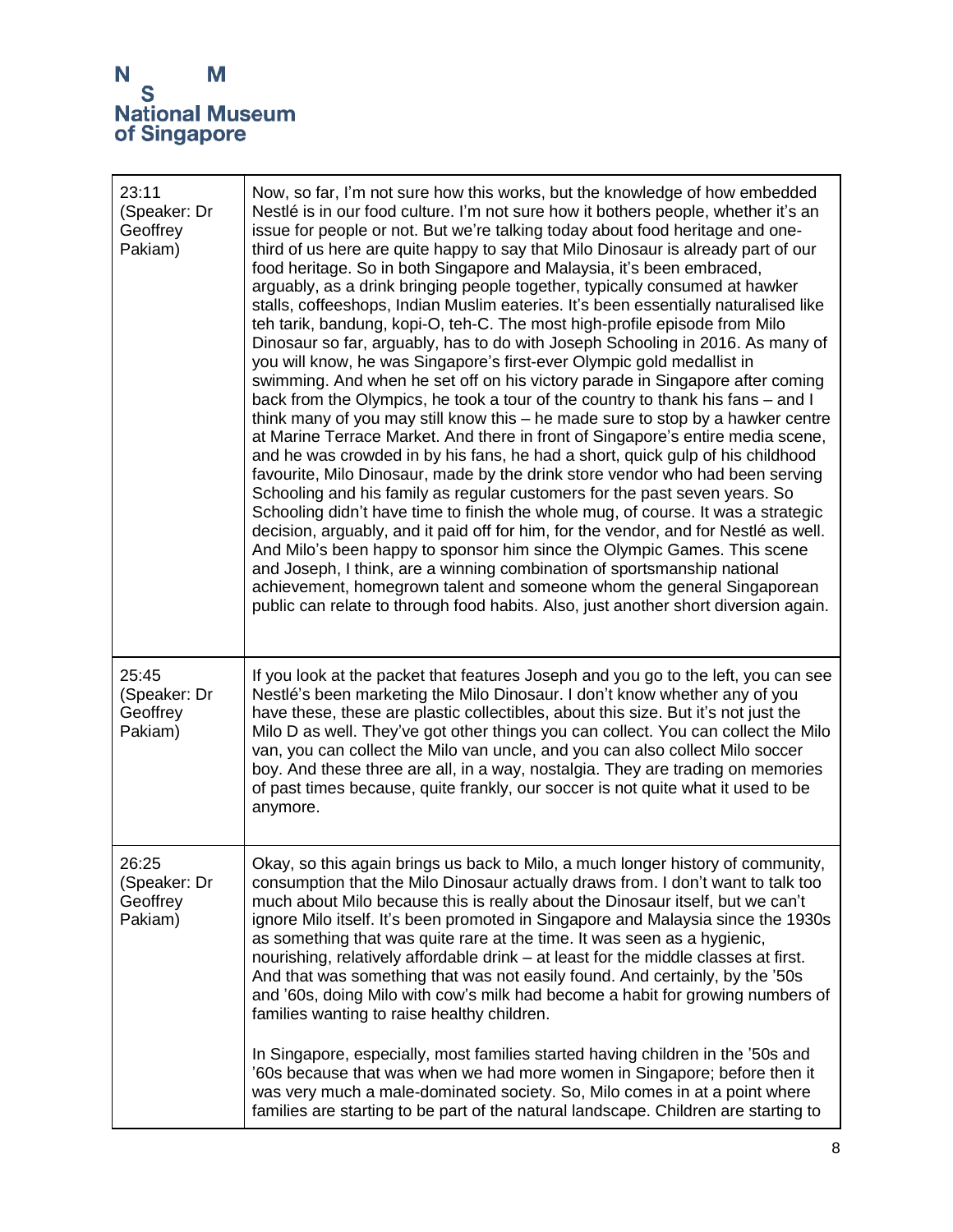| | |
|---|---|
| 23:11 (Speaker: Dr Geoffrey Pakiam) | Now, so far, I'm not sure how this works, but the knowledge of how embedded Nestlé is in our food culture. I'm not sure how it bothers people, whether it's an issue for people or not. But we're talking today about food heritage and one-third of us here are quite happy to say that Milo Dinosaur is already part of our food heritage. So in both Singapore and Malaysia, it's been embraced, arguably, as a drink bringing people together, typically consumed at hawker stalls, coffeeshops, Indian Muslim eateries. It's been essentially naturalised like teh tarik, bandung, kopi-O, teh-C. The most high-profile episode from Milo Dinosaur so far, arguably, has to do with Joseph Schooling in 2016. As many of you will know, he was Singapore's first-ever Olympic gold medallist in swimming. And when he set off on his victory parade in Singapore after coming back from the Olympics, he took a tour of the country to thank his fans – and I think many of you may still know this – he made sure to stop by a hawker centre at Marine Terrace Market. And there in front of Singapore's entire media scene, and he was crowded in by his fans, he had a short, quick gulp of his childhood favourite, Milo Dinosaur, made by the drink store vendor who had been serving Schooling and his family as regular customers for the past seven years. So Schooling didn't have time to finish the whole mug, of course. It was a strategic decision, arguably, and it paid off for him, for the vendor, and for Nestlé as well. And Milo's been happy to sponsor him since the Olympic Games. This scene and Joseph, I think, are a winning combination of sportsmanship national achievement, homegrown talent and someone whom the general Singaporean public can relate to through food habits. Also, just another short diversion again. |
| 25:45 (Speaker: Dr Geoffrey Pakiam) | If you look at the packet that features Joseph and you go to the left, you can see Nestlé's been marketing the Milo Dinosaur. I don't know whether any of you have these, these are plastic collectibles, about this size. But it's not just the Milo D as well. They've got other things you can collect. You can collect the Milo van, you can collect the Milo van uncle, and you can also collect Milo soccer boy. And these three are all, in a way, nostalgia. They are trading on memories of past times because, quite frankly, our soccer is not quite what it used to be anymore. |
| 26:25 (Speaker: Dr Geoffrey Pakiam) | Okay, so this again brings us back to Milo, a much longer history of community, consumption that the Milo Dinosaur actually draws from. I don't want to talk too much about Milo because this is really about the Dinosaur itself, but we can't ignore Milo itself. It's been promoted in Singapore and Malaysia since the 1930s as something that was quite rare at the time. It was seen as a hygienic, nourishing, relatively affordable drink – at least for the middle classes at first. And that was something that was not easily found. And certainly, by the '50s and '60s, doing Milo with cow's milk had become a habit for growing numbers of families wanting to raise healthy children.<br><br>In Singapore, especially, most families started having children in the '50s and '60s because that was when we had more women in Singapore; before then it was very much a male-dominated society. So, Milo comes in at a point where families are starting to be part of the natural landscape. Children are starting to |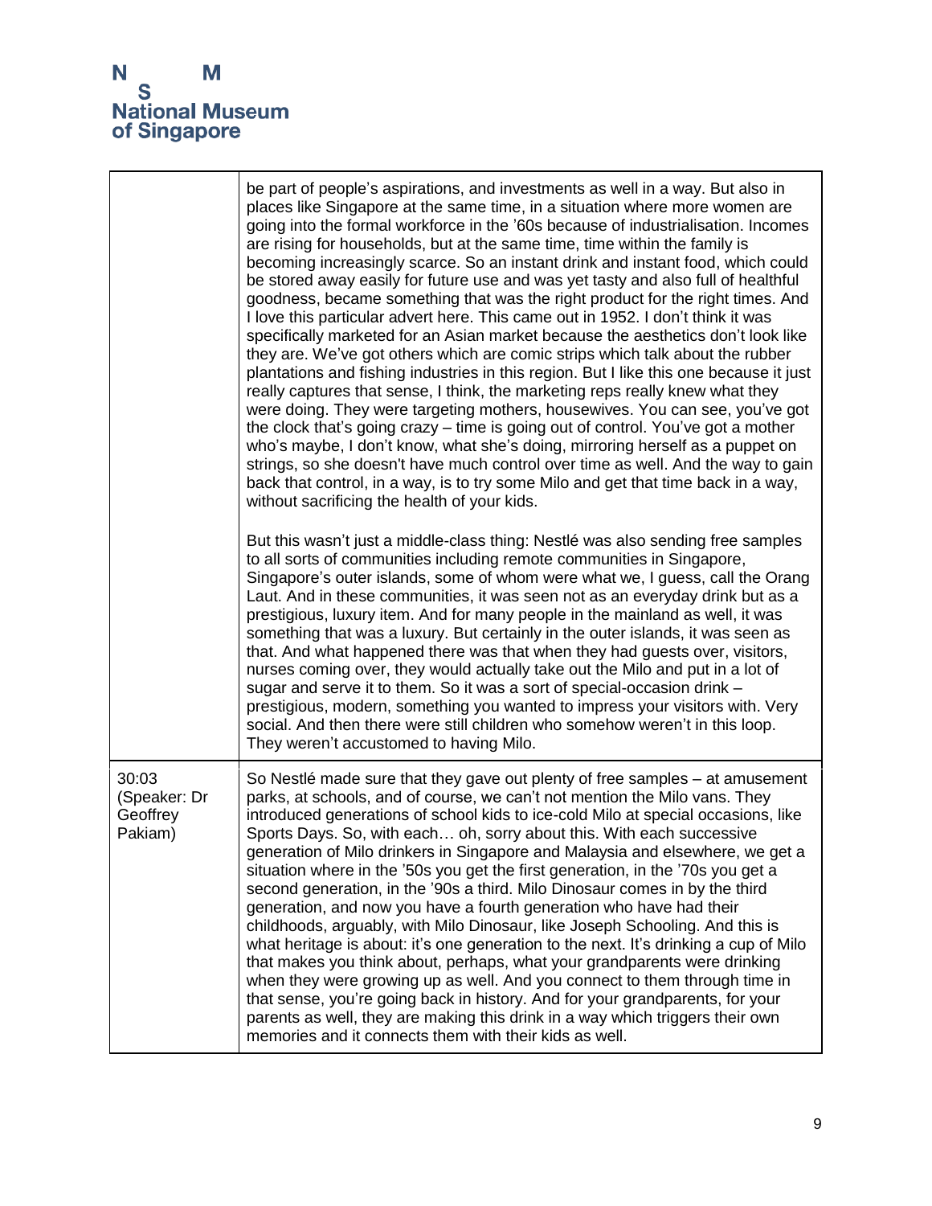| | |
|---|---|
| | be part of people's aspirations, and investments as well in a way. But also in places like Singapore at the same time, in a situation where more women are going into the formal workforce in the '60s because of industrialisation. Incomes are rising for households, but at the same time, time within the family is becoming increasingly scarce. So an instant drink and instant food, which could be stored away easily for future use and was yet tasty and also full of healthful goodness, became something that was the right product for the right times. And I love this particular advert here. This came out in 1952. I don't think it was specifically marketed for an Asian market because the aesthetics don't look like they are. We've got others which are comic strips which talk about the rubber plantations and fishing industries in this region. But I like this one because it just really captures that sense, I think, the marketing reps really knew what they were doing. They were targeting mothers, housewives. You can see, you've got the clock that's going crazy – time is going out of control. You've got a mother who's maybe, I don't know, what she's doing, mirroring herself as a puppet on strings, so she doesn't have much control over time as well. And the way to gain back that control, in a way, is to try some Milo and get that time back in a way, without sacrificing the health of your kids.<br><br>But this wasn't just a middle-class thing: Nestlé was also sending free samples to all sorts of communities including remote communities in Singapore, Singapore's outer islands, some of whom were what we, I guess, call the Orang Laut. And in these communities, it was seen not as an everyday drink but as a prestigious, luxury item. And for many people in the mainland as well, it was something that was a luxury. But certainly in the outer islands, it was seen as that. And what happened there was that when they had guests over, visitors, nurses coming over, they would actually take out the Milo and put in a lot of sugar and serve it to them. So it was a sort of special-occasion drink – prestigious, modern, something you wanted to impress your visitors with. Very social. And then there were still children who somehow weren't in this loop. They weren't accustomed to having Milo. |
| 30:03 (Speaker: Dr Geoffrey Pakiam) | So Nestlé made sure that they gave out plenty of free samples – at amusement parks, at schools, and of course, we can't not mention the Milo vans. They introduced generations of school kids to ice-cold Milo at special occasions, like Sports Days. So, with each… oh, sorry about this. With each successive generation of Milo drinkers in Singapore and Malaysia and elsewhere, we get a situation where in the '50s you get the first generation, in the '70s you get a second generation, in the '90s a third. Milo Dinosaur comes in by the third generation, and now you have a fourth generation who have had their childhoods, arguably, with Milo Dinosaur, like Joseph Schooling. And this is what heritage is about: it's one generation to the next. It's drinking a cup of Milo that makes you think about, perhaps, what your grandparents were drinking when they were growing up as well. And you connect to them through time in that sense, you're going back in history. And for your grandparents, for your parents as well, they are making this drink in a way which triggers their own memories and it connects them with their kids as well. |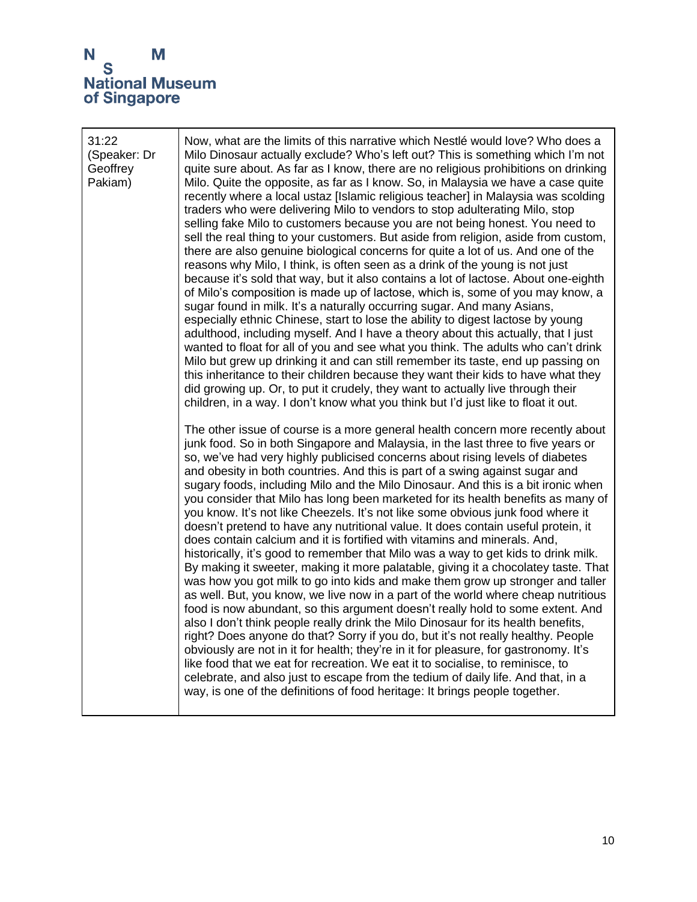| 31:22 (Speaker: Dr Geoffrey Pakiam) | Now, what are the limits of this narrative which Nestlé would love? Who does a Milo Dinosaur actually exclude? Who's left out? This is something which I'm not quite sure about. As far as I know, there are no religious prohibitions on drinking Milo. Quite the opposite, as far as I know. So, in Malaysia we have a case quite recently where a local ustaz [Islamic religious teacher] in Malaysia was scolding traders who were delivering Milo to vendors to stop adulterating Milo, stop selling fake Milo to customers because you are not being honest. You need to sell the real thing to your customers. But aside from religion, aside from custom, there are also genuine biological concerns for quite a lot of us. And one of the reasons why Milo, I think, is often seen as a drink of the young is not just because it's sold that way, but it also contains a lot of lactose. About one-eighth of Milo's composition is made up of lactose, which is, some of you may know, a sugar found in milk. It's a naturally occurring sugar. And many Asians, especially ethnic Chinese, start to lose the ability to digest lactose by young adulthood, including myself. And I have a theory about this actually, that I just wanted to float for all of you and see what you think. The adults who can't drink Milo but grew up drinking it and can still remember its taste, end up passing on this inheritance to their children because they want their kids to have what they did growing up. Or, to put it crudely, they want to actually live through their children, in a way. I don't know what you think but I'd just like to float it out.<br><br>The other issue of course is a more general health concern more recently about junk food. So in both Singapore and Malaysia, in the last three to five years or so, we've had very highly publicised concerns about rising levels of diabetes and obesity in both countries. And this is part of a swing against sugar and sugary foods, including Milo and the Milo Dinosaur. And this is a bit ironic when you consider that Milo has long been marketed for its health benefits as many of you know. It's not like Cheezels. It's not like some obvious junk food where it doesn't pretend to have any nutritional value. It does contain useful protein, it does contain calcium and it is fortified with vitamins and minerals. And, historically, it's good to remember that Milo was a way to get kids to drink milk. By making it sweeter, making it more palatable, giving it a chocolatey taste. That was how you got milk to go into kids and make them grow up stronger and taller as well. But, you know, we live now in a part of the world where cheap nutritious food is now abundant, so this argument doesn't really hold to some extent. And also I don't think people really drink the Milo Dinosaur for its health benefits, right? Does anyone do that? Sorry if you do, but it's not really healthy. People obviously are not in it for health; they're in it for pleasure, for gastronomy. It's like food that we eat for recreation. We eat it to socialise, to reminisce, to celebrate, and also just to escape from the tedium of daily life. And that, in a way, is one of the definitions of food heritage: It brings people together. |
|---|---|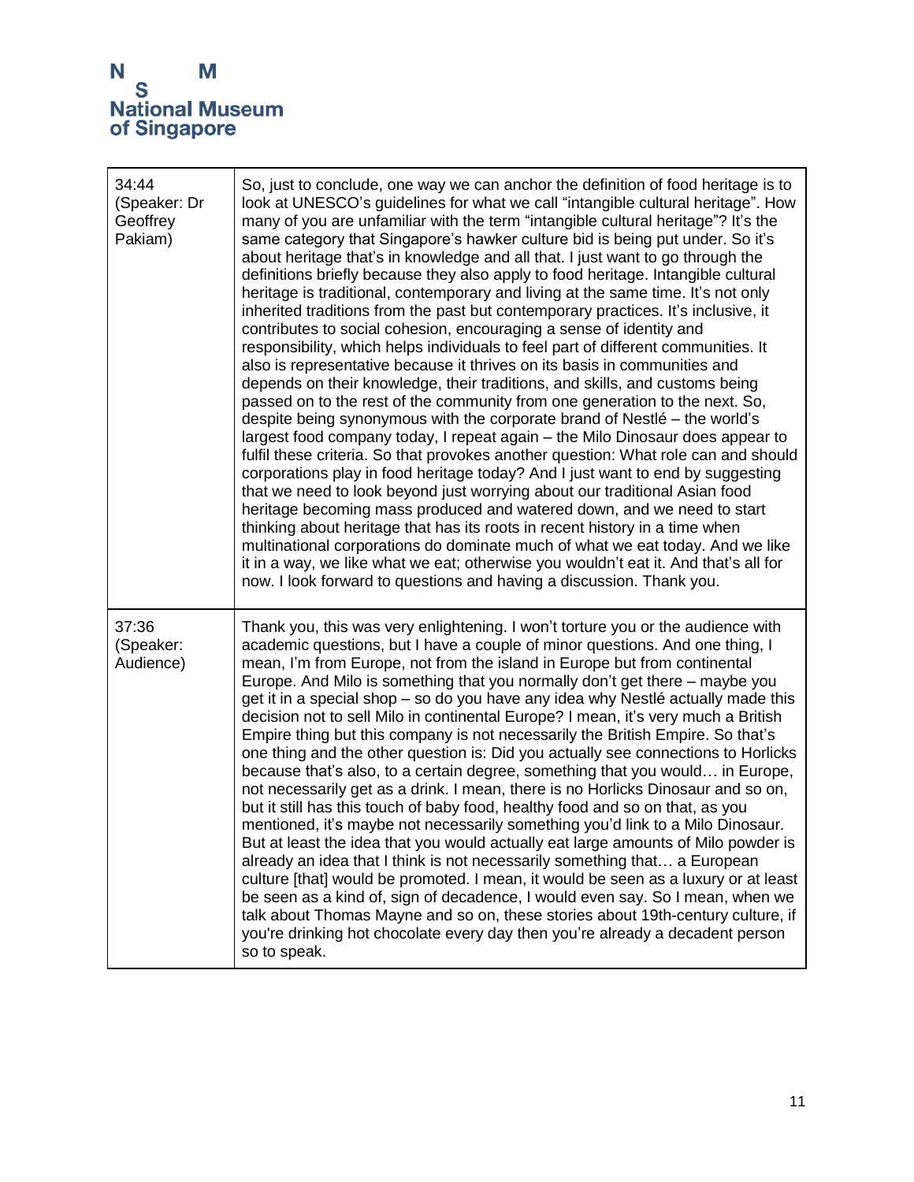| | |
|---|---|
| 34:44 (Speaker: Dr Geoffrey Pakiam) | So, just to conclude, one way we can anchor the definition of food heritage is to look at UNESCO's guidelines for what we call "intangible cultural heritage". How many of you are unfamiliar with the term "intangible cultural heritage"? It's the same category that Singapore's hawker culture bid is being put under. So it's about heritage that's in knowledge and all that. I just want to go through the definitions briefly because they also apply to food heritage. Intangible cultural heritage is traditional, contemporary and living at the same time. It's not only inherited traditions from the past but contemporary practices. It's inclusive, it contributes to social cohesion, encouraging a sense of identity and responsibility, which helps individuals to feel part of different communities. It also is representative because it thrives on its basis in communities and depends on their knowledge, their traditions, and skills, and customs being passed on to the rest of the community from one generation to the next. So, despite being synonymous with the corporate brand of Nestlé – the world's largest food company today, I repeat again – the Milo Dinosaur does appear to fulfil these criteria. So that provokes another question: What role can and should corporations play in food heritage today? And I just want to end by suggesting that we need to look beyond just worrying about our traditional Asian food heritage becoming mass produced and watered down, and we need to start thinking about heritage that has its roots in recent history in a time when multinational corporations do dominate much of what we eat today. And we like it in a way, we like what we eat; otherwise you wouldn't eat it. And that's all for now. I look forward to questions and having a discussion. Thank you. |
| 37:36 (Speaker: Audience) | Thank you, this was very enlightening. I won't torture you or the audience with academic questions, but I have a couple of minor questions. And one thing, I mean, I'm from Europe, not from the island in Europe but from continental Europe. And Milo is something that you normally don't get there – maybe you get it in a special shop – so do you have any idea why Nestlé actually made this decision not to sell Milo in continental Europe? I mean, it's very much a British Empire thing but this company is not necessarily the British Empire. So that's one thing and the other question is: Did you actually see connections to Horlicks because that's also, to a certain degree, something that you would… in Europe, not necessarily get as a drink. I mean, there is no Horlicks Dinosaur and so on, but it still has this touch of baby food, healthy food and so on that, as you mentioned, it's maybe not necessarily something you'd link to a Milo Dinosaur. But at least the idea that you would actually eat large amounts of Milo powder is already an idea that I think is not necessarily something that… a European culture [that] would be promoted. I mean, it would be seen as a luxury or at least be seen as a kind of, sign of decadence, I would even say. So I mean, when we talk about Thomas Mayne and so on, these stories about 19th-century culture, if you're drinking hot chocolate every day then you're already a decadent person so to speak. |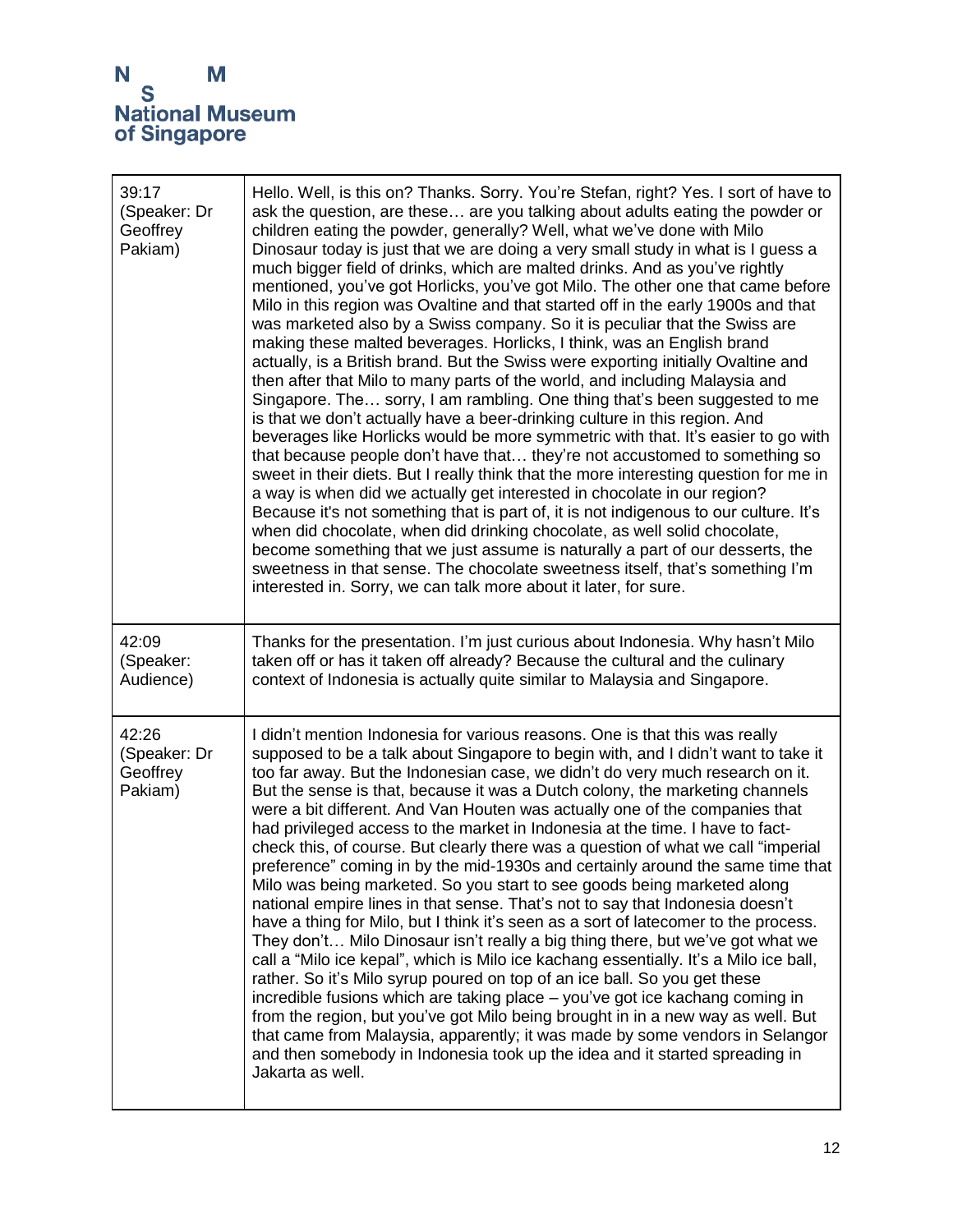| | |
|---|---|
| 39:17 (Speaker: Dr Geoffrey Pakiam) | Hello. Well, is this on? Thanks. Sorry. You're Stefan, right? Yes. I sort of have to ask the question, are these… are you talking about adults eating the powder or children eating the powder, generally? Well, what we've done with Milo Dinosaur today is just that we are doing a very small study in what is I guess a much bigger field of drinks, which are malted drinks. And as you've rightly mentioned, you've got Horlicks, you've got Milo. The other one that came before Milo in this region was Ovaltine and that started off in the early 1900s and that was marketed also by a Swiss company. So it is peculiar that the Swiss are making these malted beverages. Horlicks, I think, was an English brand actually, is a British brand. But the Swiss were exporting initially Ovaltine and then after that Milo to many parts of the world, and including Malaysia and Singapore. The… sorry, I am rambling. One thing that's been suggested to me is that we don't actually have a beer-drinking culture in this region. And beverages like Horlicks would be more symmetric with that. It's easier to go with that because people don't have that… they're not accustomed to something so sweet in their diets. But I really think that the more interesting question for me in a way is when did we actually get interested in chocolate in our region? Because it's not something that is part of, it is not indigenous to our culture. It's when did chocolate, when did drinking chocolate, as well solid chocolate, become something that we just assume is naturally a part of our desserts, the sweetness in that sense. The chocolate sweetness itself, that's something I'm interested in. Sorry, we can talk more about it later, for sure. |
| 42:09 (Speaker: Audience) | Thanks for the presentation. I'm just curious about Indonesia. Why hasn't Milo taken off or has it taken off already? Because the cultural and the culinary context of Indonesia is actually quite similar to Malaysia and Singapore. |
| 42:26 (Speaker: Dr Geoffrey Pakiam) | I didn't mention Indonesia for various reasons. One is that this was really supposed to be a talk about Singapore to begin with, and I didn't want to take it too far away. But the Indonesian case, we didn't do very much research on it. But the sense is that, because it was a Dutch colony, the marketing channels were a bit different. And Van Houten was actually one of the companies that had privileged access to the market in Indonesia at the time. I have to fact-check this, of course. But clearly there was a question of what we call "imperial preference" coming in by the mid-1930s and certainly around the same time that Milo was being marketed. So you start to see goods being marketed along national empire lines in that sense. That's not to say that Indonesia doesn't have a thing for Milo, but I think it's seen as a sort of latecomer to the process. They don't… Milo Dinosaur isn't really a big thing there, but we've got what we call a "Milo ice kepal", which is Milo ice kachang essentially. It's a Milo ice ball, rather. So it's Milo syrup poured on top of an ice ball. So you get these incredible fusions which are taking place – you've got ice kachang coming in from the region, but you've got Milo being brought in in a new way as well. But that came from Malaysia, apparently; it was made by some vendors in Selangor and then somebody in Indonesia took up the idea and it started spreading in Jakarta as well. |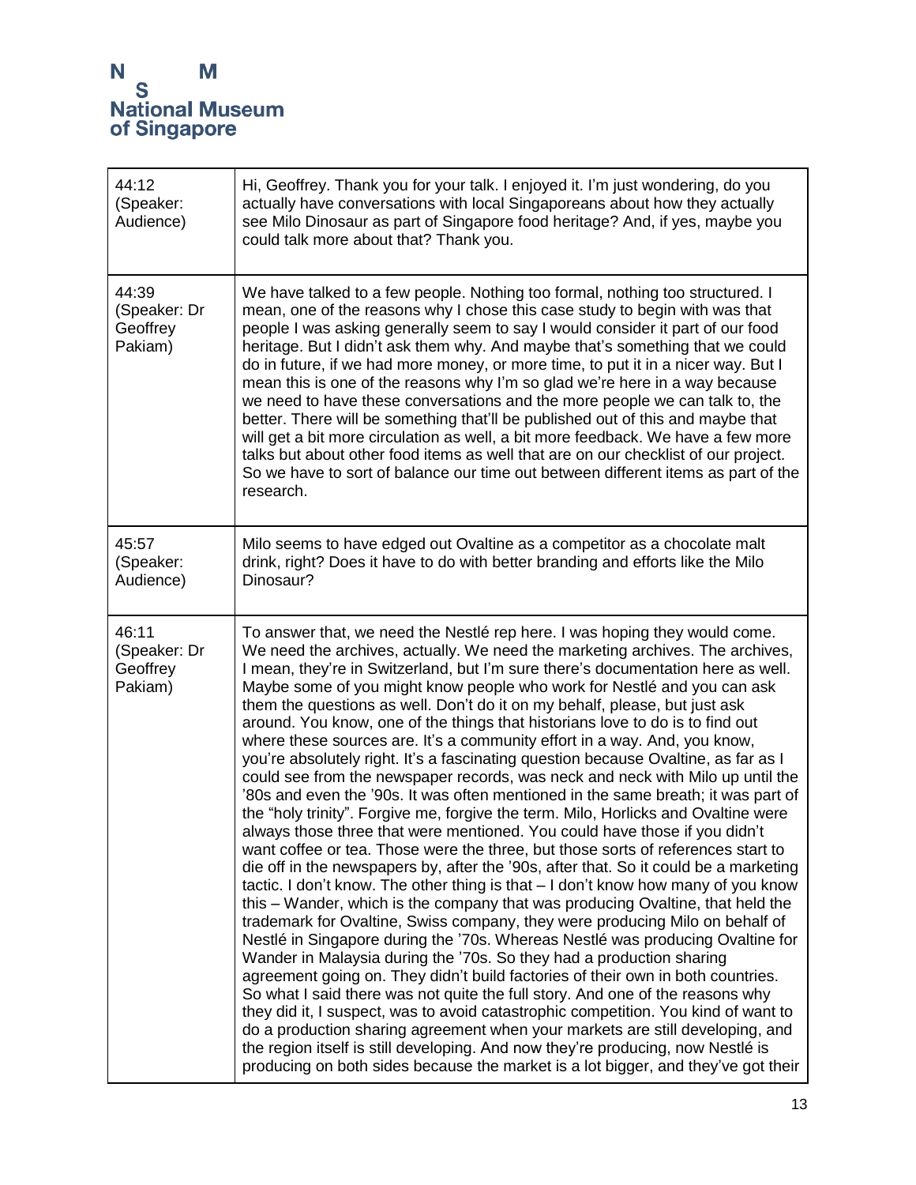| | |
|---|---|
| 44:12 (Speaker: Audience) | Hi, Geoffrey. Thank you for your talk. I enjoyed it. I'm just wondering, do you actually have conversations with local Singaporeans about how they actually see Milo Dinosaur as part of Singapore food heritage? And, if yes, maybe you could talk more about that? Thank you. |
| 44:39 (Speaker: Dr Geoffrey Pakiam) | We have talked to a few people. Nothing too formal, nothing too structured. I mean, one of the reasons why I chose this case study to begin with was that people I was asking generally seem to say I would consider it part of our food heritage. But I didn't ask them why. And maybe that's something that we could do in future, if we had more money, or more time, to put it in a nicer way. But I mean this is one of the reasons why I'm so glad we're here in a way because we need to have these conversations and the more people we can talk to, the better. There will be something that'll be published out of this and maybe that will get a bit more circulation as well, a bit more feedback. We have a few more talks but about other food items as well that are on our checklist of our project. So we have to sort of balance our time out between different items as part of the research. |
| 45:57 (Speaker: Audience) | Milo seems to have edged out Ovaltine as a competitor as a chocolate malt drink, right? Does it have to do with better branding and efforts like the Milo Dinosaur? |
| 46:11 (Speaker: Dr Geoffrey Pakiam) | To answer that, we need the Nestlé rep here. I was hoping they would come. We need the archives, actually. We need the marketing archives. The archives, I mean, they're in Switzerland, but I'm sure there's documentation here as well. Maybe some of you might know people who work for Nestlé and you can ask them the questions as well. Don't do it on my behalf, please, but just ask around. You know, one of the things that historians love to do is to find out where these sources are. It's a community effort in a way. And, you know, you're absolutely right. It's a fascinating question because Ovaltine, as far as I could see from the newspaper records, was neck and neck with Milo up until the '80s and even the '90s. It was often mentioned in the same breath; it was part of the "holy trinity". Forgive me, forgive the term. Milo, Horlicks and Ovaltine were always those three that were mentioned. You could have those if you didn't want coffee or tea. Those were the three, but those sorts of references start to die off in the newspapers by, after the '90s, after that. So it could be a marketing tactic. I don't know. The other thing is that – I don't know how many of you know this – Wander, which is the company that was producing Ovaltine, that held the trademark for Ovaltine, Swiss company, they were producing Milo on behalf of Nestlé in Singapore during the '70s. Whereas Nestlé was producing Ovaltine for Wander in Malaysia during the '70s. So they had a production sharing agreement going on. They didn't build factories of their own in both countries. So what I said there was not quite the full story. And one of the reasons why they did it, I suspect, was to avoid catastrophic competition. You kind of want to do a production sharing agreement when your markets are still developing, and the region itself is still developing. And now they're producing, now Nestlé is producing on both sides because the market is a lot bigger, and they've got their |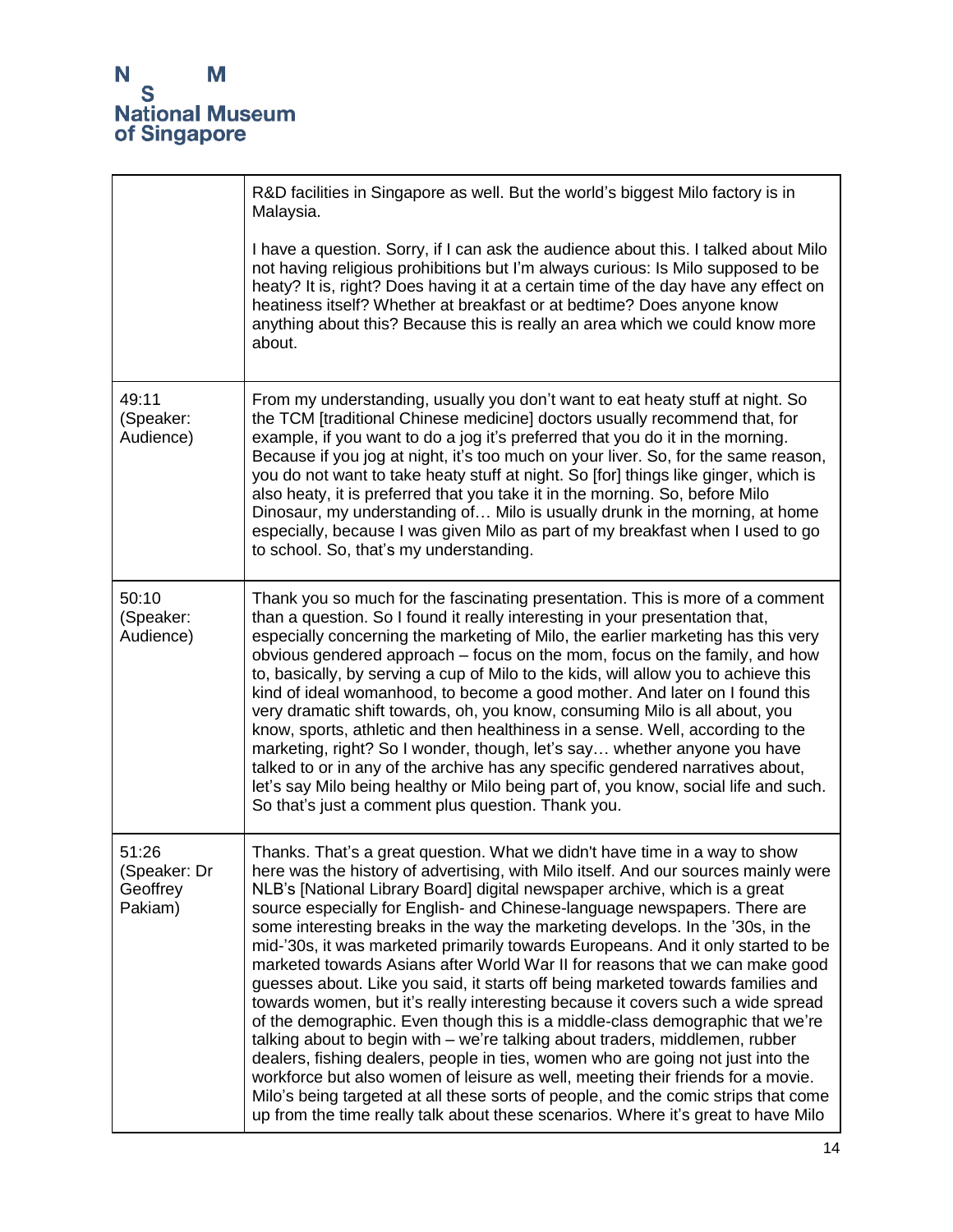| | |
|---|---|
| | R&D facilities in Singapore as well. But the world's biggest Milo factory is in Malaysia.<br><br>I have a question. Sorry, if I can ask the audience about this. I talked about Milo not having religious prohibitions but I'm always curious: Is Milo supposed to be heaty? It is, right? Does having it at a certain time of the day have any effect on heatiness itself? Whether at breakfast or at bedtime? Does anyone know anything about this? Because this is really an area which we could know more about. |
| 49:11 (Speaker: Audience) | From my understanding, usually you don't want to eat heaty stuff at night. So the TCM [traditional Chinese medicine] doctors usually recommend that, for example, if you want to do a jog it's preferred that you do it in the morning. Because if you jog at night, it's too much on your liver. So, for the same reason, you do not want to take heaty stuff at night. So [for] things like ginger, which is also heaty, it is preferred that you take it in the morning. So, before Milo Dinosaur, my understanding of… Milo is usually drunk in the morning, at home especially, because I was given Milo as part of my breakfast when I used to go to school. So, that's my understanding. |
| 50:10 (Speaker: Audience) | Thank you so much for the fascinating presentation. This is more of a comment than a question. So I found it really interesting in your presentation that, especially concerning the marketing of Milo, the earlier marketing has this very obvious gendered approach – focus on the mom, focus on the family, and how to, basically, by serving a cup of Milo to the kids, will allow you to achieve this kind of ideal womanhood, to become a good mother. And later on I found this very dramatic shift towards, oh, you know, consuming Milo is all about, you know, sports, athletic and then healthiness in a sense. Well, according to the marketing, right? So I wonder, though, let's say… whether anyone you have talked to or in any of the archive has any specific gendered narratives about, let's say Milo being healthy or Milo being part of, you know, social life and such. So that's just a comment plus question. Thank you. |
| 51:26 (Speaker: Dr Geoffrey Pakiam) | Thanks. That's a great question. What we didn't have time in a way to show here was the history of advertising, with Milo itself. And our sources mainly were NLB's [National Library Board] digital newspaper archive, which is a great source especially for English- and Chinese-language newspapers. There are some interesting breaks in the way the marketing develops. In the '30s, in the mid-'30s, it was marketed primarily towards Europeans. And it only started to be marketed towards Asians after World War II for reasons that we can make good guesses about. Like you said, it starts off being marketed towards families and towards women, but it's really interesting because it covers such a wide spread of the demographic. Even though this is a middle-class demographic that we're talking about to begin with – we're talking about traders, middlemen, rubber dealers, fishing dealers, people in ties, women who are going not just into the workforce but also women of leisure as well, meeting their friends for a movie. Milo's being targeted at all these sorts of people, and the comic strips that come up from the time really talk about these scenarios. Where it's great to have Milo |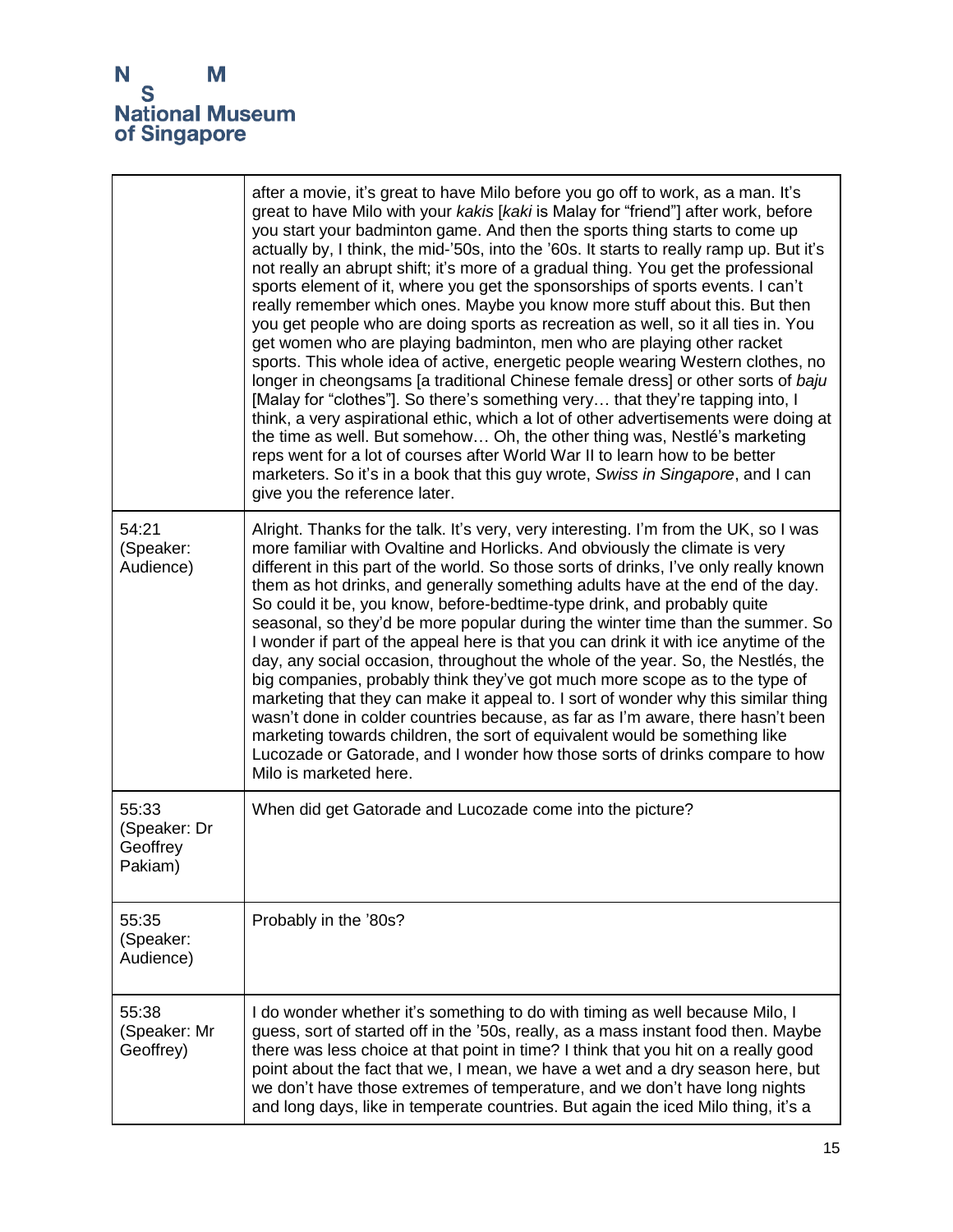| | |
|---|---|
| | after a movie, it's great to have Milo before you go off to work, as a man. It's great to have Milo with your *kakis* [*kaki* is Malay for "friend"] after work, before you start your badminton game. And then the sports thing starts to come up actually by, I think, the mid-'50s, into the '60s. It starts to really ramp up. But it's not really an abrupt shift; it's more of a gradual thing. You get the professional sports element of it, where you get the sponsorships of sports events. I can't really remember which ones. Maybe you know more stuff about this. But then you get people who are doing sports as recreation as well, so it all ties in. You get women who are playing badminton, men who are playing other racket sports. This whole idea of active, energetic people wearing Western clothes, no longer in cheongsams [a traditional Chinese female dress] or other sorts of *baju* [Malay for "clothes"]. So there's something very… that they're tapping into, I think, a very aspirational ethic, which a lot of other advertisements were doing at the time as well. But somehow… Oh, the other thing was, Nestlé's marketing reps went for a lot of courses after World War II to learn how to be better marketers. So it's in a book that this guy wrote, *Swiss in Singapore*, and I can give you the reference later. |
| 54:21 (Speaker: Audience) | Alright. Thanks for the talk. It's very, very interesting. I'm from the UK, so I was more familiar with Ovaltine and Horlicks. And obviously the climate is very different in this part of the world. So those sorts of drinks, I've only really known them as hot drinks, and generally something adults have at the end of the day. So could it be, you know, before-bedtime-type drink, and probably quite seasonal, so they'd be more popular during the winter time than the summer. So I wonder if part of the appeal here is that you can drink it with ice anytime of the day, any social occasion, throughout the whole of the year. So, the Nestlés, the big companies, probably think they've got much more scope as to the type of marketing that they can make it appeal to. I sort of wonder why this similar thing wasn't done in colder countries because, as far as I'm aware, there hasn't been marketing towards children, the sort of equivalent would be something like Lucozade or Gatorade, and I wonder how those sorts of drinks compare to how Milo is marketed here. |
| 55:33 (Speaker: Dr Geoffrey Pakiam) | When did get Gatorade and Lucozade come into the picture? |
| 55:35 (Speaker: Audience) | Probably in the '80s? |
| 55:38 (Speaker: Mr Geoffrey) | I do wonder whether it's something to do with timing as well because Milo, I guess, sort of started off in the '50s, really, as a mass instant food then. Maybe there was less choice at that point in time? I think that you hit on a really good point about the fact that we, I mean, we have a wet and a dry season here, but we don't have those extremes of temperature, and we don't have long nights and long days, like in temperate countries. But again the iced Milo thing, it's a |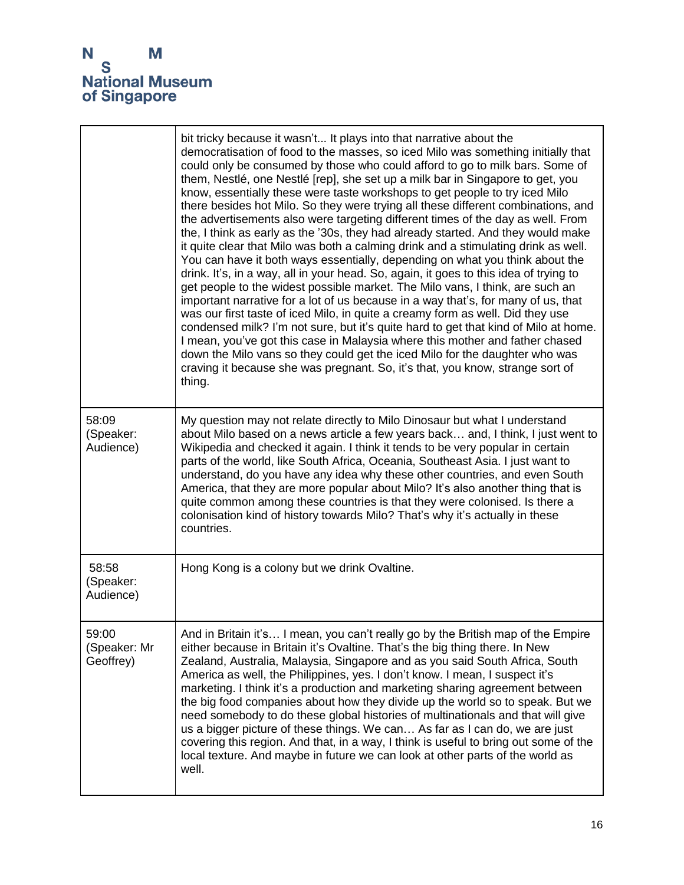| | |
|---|---|
| | bit tricky because it wasn't... It plays into that narrative about the democratisation of food to the masses, so iced Milo was something initially that could only be consumed by those who could afford to go to milk bars. Some of them, Nestlé, one Nestlé [rep], she set up a milk bar in Singapore to get, you know, essentially these were taste workshops to get people to try iced Milo there besides hot Milo. So they were trying all these different combinations, and the advertisements also were targeting different times of the day as well. From the, I think as early as the '30s, they had already started. And they would make it quite clear that Milo was both a calming drink and a stimulating drink as well. You can have it both ways essentially, depending on what you think about the drink. It's, in a way, all in your head. So, again, it goes to this idea of trying to get people to the widest possible market. The Milo vans, I think, are such an important narrative for a lot of us because in a way that's, for many of us, that was our first taste of iced Milo, in quite a creamy form as well. Did they use condensed milk? I'm not sure, but it's quite hard to get that kind of Milo at home. I mean, you've got this case in Malaysia where this mother and father chased down the Milo vans so they could get the iced Milo for the daughter who was craving it because she was pregnant. So, it's that, you know, strange sort of thing. |
| 58:09 (Speaker: Audience) | My question may not relate directly to Milo Dinosaur but what I understand about Milo based on a news article a few years back… and, I think, I just went to Wikipedia and checked it again. I think it tends to be very popular in certain parts of the world, like South Africa, Oceania, Southeast Asia. I just want to understand, do you have any idea why these other countries, and even South America, that they are more popular about Milo? It's also another thing that is quite common among these countries is that they were colonised. Is there a colonisation kind of history towards Milo? That's why it's actually in these countries. |
| 58:58 (Speaker: Audience) | Hong Kong is a colony but we drink Ovaltine. |
| 59:00 (Speaker: Mr Geoffrey) | And in Britain it's… I mean, you can't really go by the British map of the Empire either because in Britain it's Ovaltine. That's the big thing there. In New Zealand, Australia, Malaysia, Singapore and as you said South Africa, South America as well, the Philippines, yes. I don't know. I mean, I suspect it's marketing. I think it's a production and marketing sharing agreement between the big food companies about how they divide up the world so to speak. But we need somebody to do these global histories of multinationals and that will give us a bigger picture of these things. We can… As far as I can do, we are just covering this region. And that, in a way, I think is useful to bring out some of the local texture. And maybe in future we can look at other parts of the world as well. |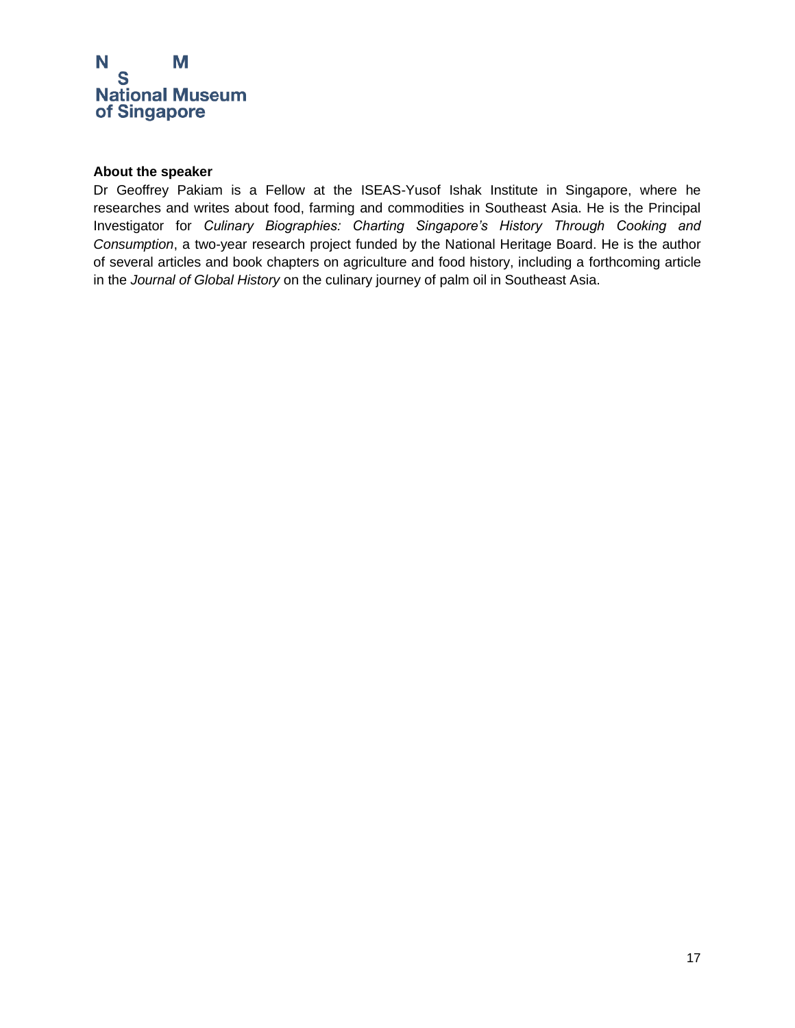N S M
National Museum
of Singapore

**About the speaker**

Dr Geoffrey Pakiam is a Fellow at the ISEAS-Yusof Ishak Institute in Singapore, where he researches and writes about food, farming and commodities in Southeast Asia. He is the Principal Investigator for *Culinary Biographies: Charting Singapore's History Through Cooking and Consumption*, a two-year research project funded by the National Heritage Board. He is the author of several articles and book chapters on agriculture and food history, including a forthcoming article in the *Journal of Global History* on the culinary journey of palm oil in Southeast Asia.